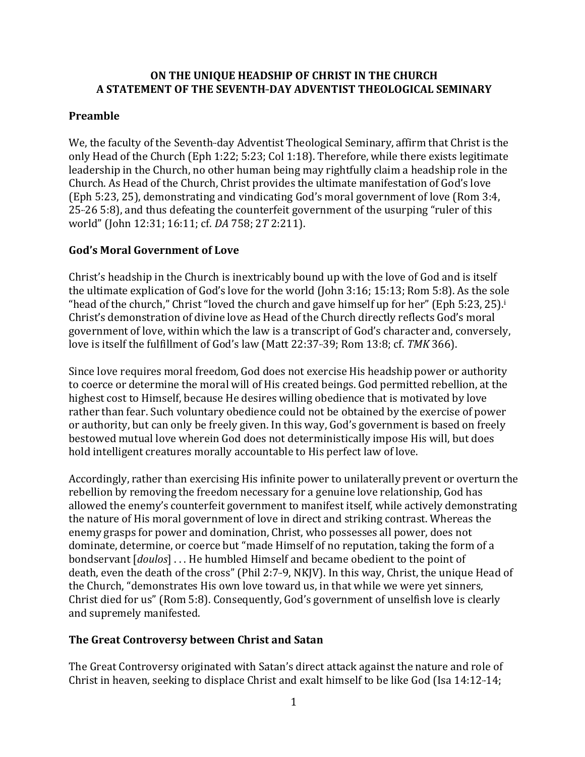# ON THE UNIQUE HEADSHIP OF CHRIST IN THE CHURCH
# A STATEMENT OF THE SEVENTH-DAY ADVENTIST THEOLOGICAL SEMINARY

## Preamble

We, the faculty of the Seventh-day Adventist Theological Seminary, affirm that Christ is the only Head of the Church (Eph 1:22; 5:23; Col 1:18). Therefore, while there exists legitimate leadership in the Church, no other human being may rightfully claim a headship role in the Church. As Head of the Church, Christ provides the ultimate manifestation of God's love (Eph 5:23, 25), demonstrating and vindicating God's moral government of love (Rom 3:4, 25-26 5:8), and thus defeating the counterfeit government of the usurping "ruler of this world" (John 12:31; 16:11; cf. *DA* 758; 2*T* 2:211).

## God's Moral Government of Love

Christ's headship in the Church is inextricably bound up with the love of God and is itself the ultimate explication of God's love for the world (John 3:16; 15:13; Rom 5:8). As the sole "head of the church," Christ "loved the church and gave himself up for her" (Eph 5:23, 25).[i] Christ's demonstration of divine love as Head of the Church directly reflects God's moral government of love, within which the law is a transcript of God's character and, conversely, love is itself the fulfillment of God's law (Matt 22:37-39; Rom 13:8; cf. *TMK* 366).

Since love requires moral freedom, God does not exercise His headship power or authority to coerce or determine the moral will of His created beings. God permitted rebellion, at the highest cost to Himself, because He desires willing obedience that is motivated by love rather than fear. Such voluntary obedience could not be obtained by the exercise of power or authority, but can only be freely given. In this way, God's government is based on freely bestowed mutual love wherein God does not deterministically impose His will, but does hold intelligent creatures morally accountable to His perfect law of love.

Accordingly, rather than exercising His infinite power to unilaterally prevent or overturn the rebellion by removing the freedom necessary for a genuine love relationship, God has allowed the enemy's counterfeit government to manifest itself, while actively demonstrating the nature of His moral government of love in direct and striking contrast. Whereas the enemy grasps for power and domination, Christ, who possesses all power, does not dominate, determine, or coerce but "made Himself of no reputation, taking the form of a bondservant [*doulos*] . . . He humbled Himself and became obedient to the point of death, even the death of the cross" (Phil 2:7-9, NKJV). In this way, Christ, the unique Head of the Church, "demonstrates His own love toward us, in that while we were yet sinners, Christ died for us" (Rom 5:8). Consequently, God's government of unselfish love is clearly and supremely manifested.

## The Great Controversy between Christ and Satan

The Great Controversy originated with Satan's direct attack against the nature and role of Christ in heaven, seeking to displace Christ and exalt himself to be like God (Isa 14:12-14;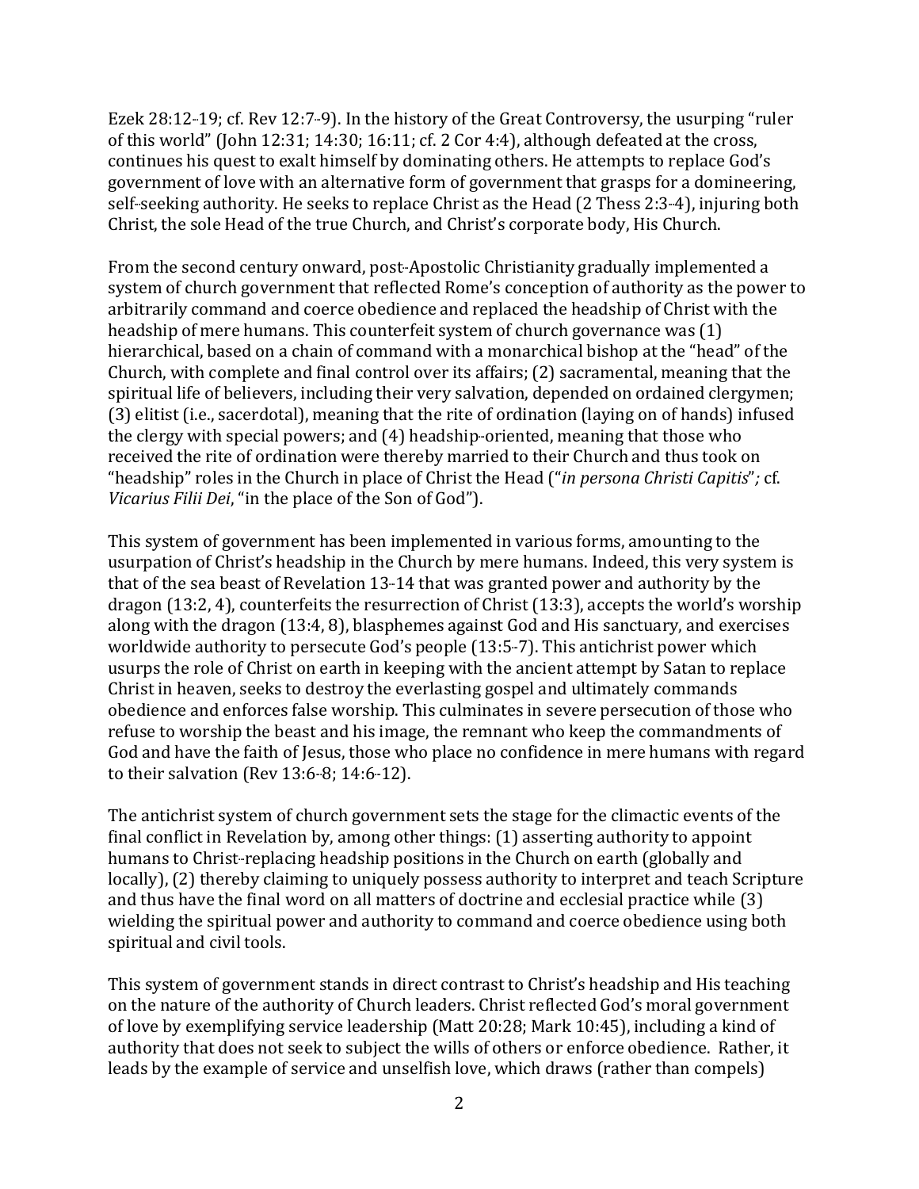Ezek 28:12-19; cf. Rev 12:7-9). In the history of the Great Controversy, the usurping "ruler of this world" (John 12:31; 14:30; 16:11; cf. 2 Cor 4:4), although defeated at the cross, continues his quest to exalt himself by dominating others. He attempts to replace God's government of love with an alternative form of government that grasps for a domineering, self-seeking authority. He seeks to replace Christ as the Head (2 Thess 2:3-4), injuring both Christ, the sole Head of the true Church, and Christ's corporate body, His Church.

From the second century onward, post-Apostolic Christianity gradually implemented a system of church government that reflected Rome's conception of authority as the power to arbitrarily command and coerce obedience and replaced the headship of Christ with the headship of mere humans. This counterfeit system of church governance was (1) hierarchical, based on a chain of command with a monarchical bishop at the "head" of the Church, with complete and final control over its affairs; (2) sacramental, meaning that the spiritual life of believers, including their very salvation, depended on ordained clergymen; (3) elitist (i.e., sacerdotal), meaning that the rite of ordination (laying on of hands) infused the clergy with special powers; and (4) headship-oriented, meaning that those who received the rite of ordination were thereby married to their Church and thus took on "headship" roles in the Church in place of Christ the Head ("*in persona Christi Capitis*"*;* cf. *Vicarius Filii Dei*, "in the place of the Son of God").

This system of government has been implemented in various forms, amounting to the usurpation of Christ's headship in the Church by mere humans. Indeed, this very system is that of the sea beast of Revelation 13-14 that was granted power and authority by the dragon (13:2, 4), counterfeits the resurrection of Christ (13:3), accepts the world's worship along with the dragon (13:4, 8), blasphemes against God and His sanctuary, and exercises worldwide authority to persecute God's people (13:5-7). This antichrist power which usurps the role of Christ on earth in keeping with the ancient attempt by Satan to replace Christ in heaven, seeks to destroy the everlasting gospel and ultimately commands obedience and enforces false worship. This culminates in severe persecution of those who refuse to worship the beast and his image, the remnant who keep the commandments of God and have the faith of Jesus, those who place no confidence in mere humans with regard to their salvation (Rev 13:6-8; 14:6-12).

The antichrist system of church government sets the stage for the climactic events of the final conflict in Revelation by, among other things: (1) asserting authority to appoint humans to Christ-replacing headship positions in the Church on earth (globally and locally), (2) thereby claiming to uniquely possess authority to interpret and teach Scripture and thus have the final word on all matters of doctrine and ecclesial practice while (3) wielding the spiritual power and authority to command and coerce obedience using both spiritual and civil tools.

This system of government stands in direct contrast to Christ's headship and His teaching on the nature of the authority of Church leaders. Christ reflected God's moral government of love by exemplifying service leadership (Matt 20:28; Mark 10:45), including a kind of authority that does not seek to subject the wills of others or enforce obedience. Rather, it leads by the example of service and unselfish love, which draws (rather than compels)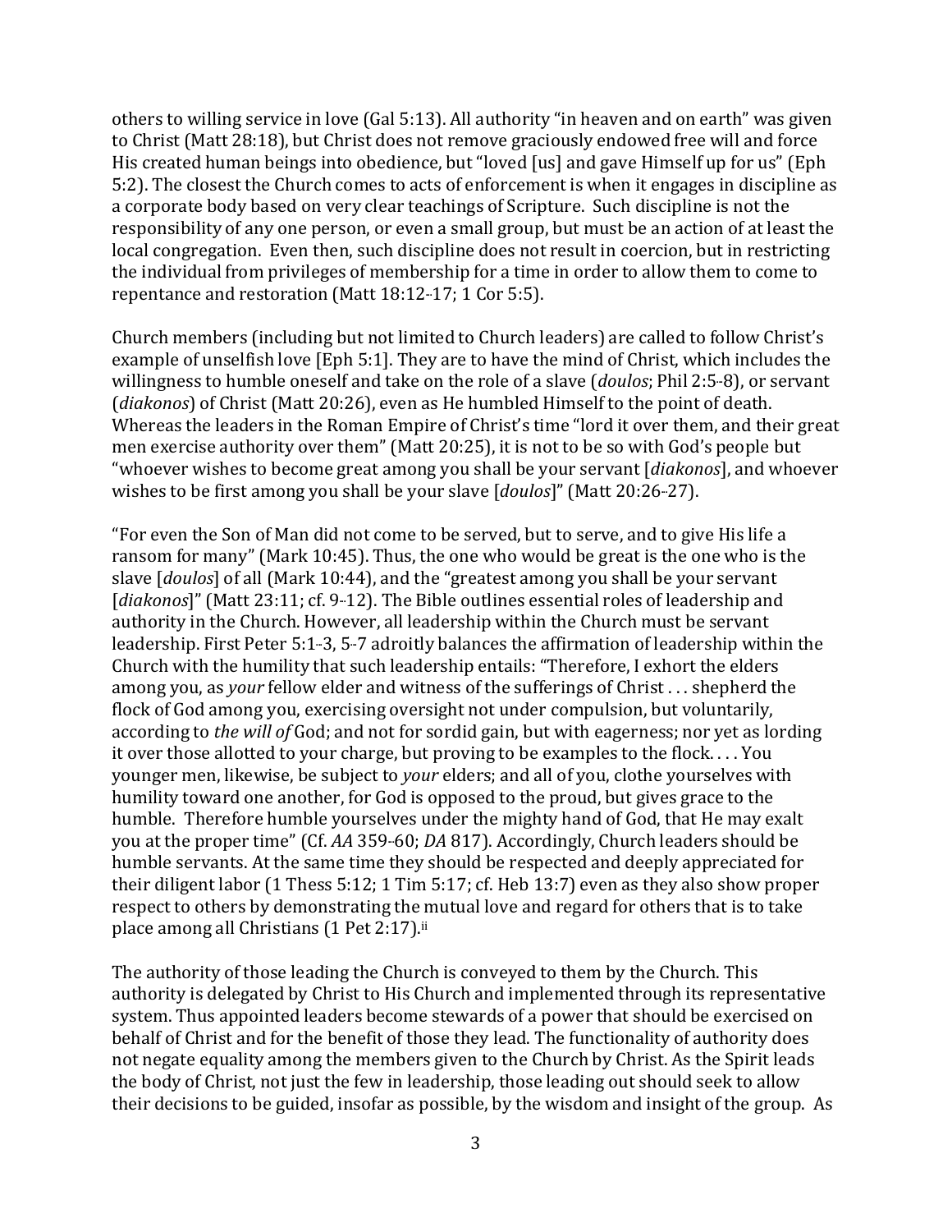others to willing service in love (Gal 5:13). All authority "in heaven and on earth" was given to Christ (Matt 28:18), but Christ does not remove graciously endowed free will and force His created human beings into obedience, but "loved [us] and gave Himself up for us" (Eph 5:2). The closest the Church comes to acts of enforcement is when it engages in discipline as a corporate body based on very clear teachings of Scripture. Such discipline is not the responsibility of any one person, or even a small group, but must be an action of at least the local congregation. Even then, such discipline does not result in coercion, but in restricting the individual from privileges of membership for a time in order to allow them to come to repentance and restoration (Matt 18:12-17; 1 Cor 5:5).

Church members (including but not limited to Church leaders) are called to follow Christ's example of unselfish love [Eph 5:1]. They are to have the mind of Christ, which includes the willingness to humble oneself and take on the role of a slave (*doulos*; Phil 2:5-8), or servant (*diakonos*) of Christ (Matt 20:26), even as He humbled Himself to the point of death. Whereas the leaders in the Roman Empire of Christ's time "lord it over them, and their great men exercise authority over them" (Matt 20:25), it is not to be so with God's people but "whoever wishes to become great among you shall be your servant [*diakonos*], and whoever wishes to be first among you shall be your slave [*doulos*]" (Matt 20:26-27).

"For even the Son of Man did not come to be served, but to serve, and to give His life a ransom for many" (Mark 10:45). Thus, the one who would be great is the one who is the slave [*doulos*] of all (Mark 10:44), and the "greatest among you shall be your servant [*diakonos*]" (Matt 23:11; cf. 9-12). The Bible outlines essential roles of leadership and authority in the Church. However, all leadership within the Church must be servant leadership. First Peter 5:1-3, 5-7 adroitly balances the affirmation of leadership within the Church with the humility that such leadership entails: "Therefore, I exhort the elders among you, as *your* fellow elder and witness of the sufferings of Christ . . . shepherd the flock of God among you, exercising oversight not under compulsion, but voluntarily, according to *the will of* God; and not for sordid gain, but with eagerness; nor yet as lording it over those allotted to your charge, but proving to be examples to the flock. . . . You younger men, likewise, be subject to *your* elders; and all of you, clothe yourselves with humility toward one another, for God is opposed to the proud, but gives grace to the humble. Therefore humble yourselves under the mighty hand of God, that He may exalt you at the proper time" (Cf. *AA* 359-60; *DA* 817). Accordingly, Church leaders should be humble servants. At the same time they should be respected and deeply appreciated for their diligent labor (1 Thess 5:12; 1 Tim 5:17; cf. Heb 13:7) even as they also show proper respect to others by demonstrating the mutual love and regard for others that is to take place among all Christians (1 Pet 2:17).[ii]

The authority of those leading the Church is conveyed to them by the Church. This authority is delegated by Christ to His Church and implemented through its representative system. Thus appointed leaders become stewards of a power that should be exercised on behalf of Christ and for the benefit of those they lead. The functionality of authority does not negate equality among the members given to the Church by Christ. As the Spirit leads the body of Christ, not just the few in leadership, those leading out should seek to allow their decisions to be guided, insofar as possible, by the wisdom and insight of the group. As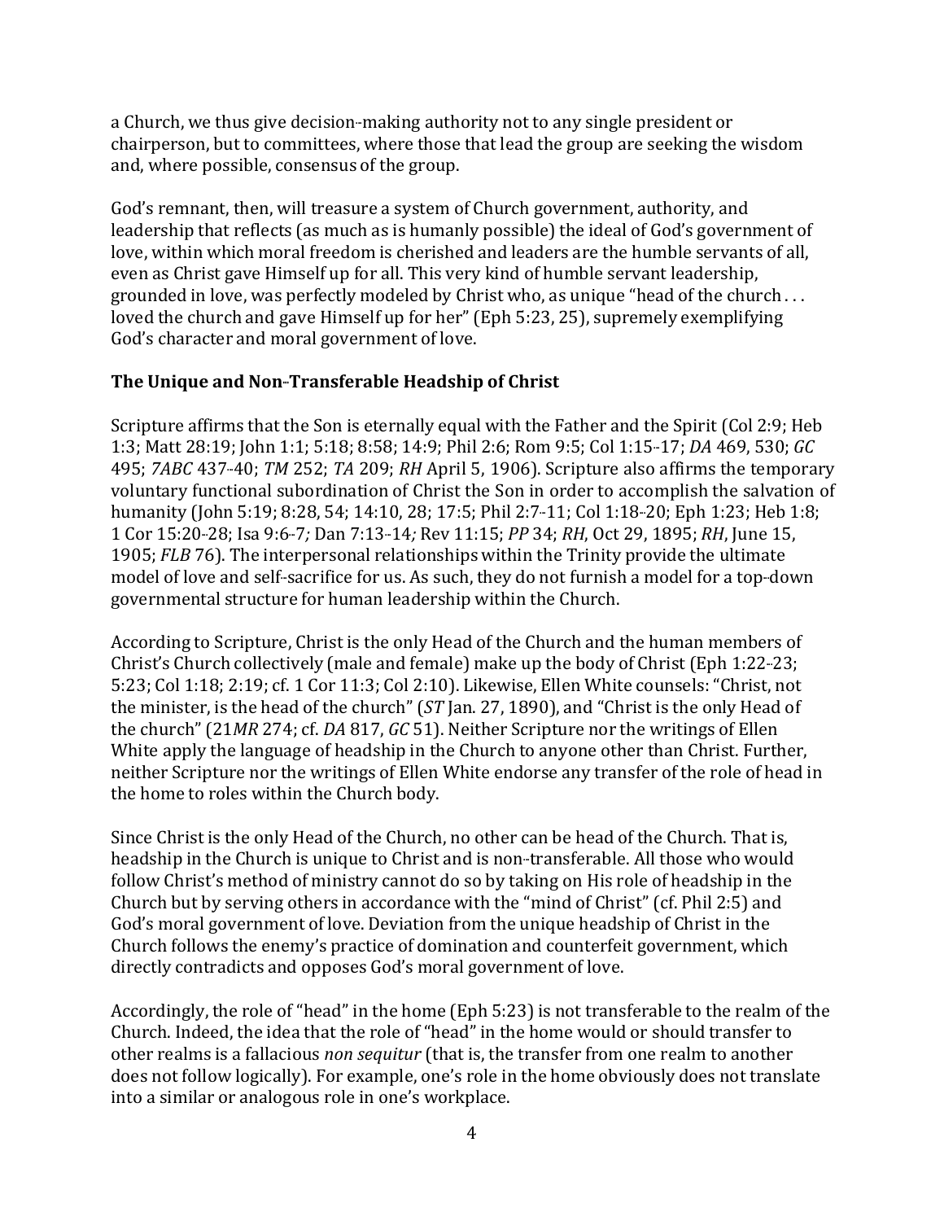a Church, we thus give decision-making authority not to any single president or chairperson, but to committees, where those that lead the group are seeking the wisdom and, where possible, consensus of the group.

God's remnant, then, will treasure a system of Church government, authority, and leadership that reflects (as much as is humanly possible) the ideal of God's government of love, within which moral freedom is cherished and leaders are the humble servants of all, even as Christ gave Himself up for all. This very kind of humble servant leadership, grounded in love, was perfectly modeled by Christ who, as unique "head of the church . . . loved the church and gave Himself up for her" (Eph 5:23, 25), supremely exemplifying God's character and moral government of love.

### The Unique and Non-Transferable Headship of Christ

Scripture affirms that the Son is eternally equal with the Father and the Spirit (Col 2:9; Heb 1:3; Matt 28:19; John 1:1; 5:18; 8:58; 14:9; Phil 2:6; Rom 9:5; Col 1:15-17; *DA* 469, 530; *GC* 495; *7ABC* 437-40; *TM* 252; *TA* 209; *RH* April 5, 1906). Scripture also affirms the temporary voluntary functional subordination of Christ the Son in order to accomplish the salvation of humanity (John 5:19; 8:28, 54; 14:10, 28; 17:5; Phil 2:7-11; Col 1:18-20; Eph 1:23; Heb 1:8; 1 Cor 15:20-28; Isa 9:6-7; Dan 7:13-14; Rev 11:15; *PP* 34; *RH*, Oct 29, 1895; *RH*, June 15, 1905; *FLB* 76). The interpersonal relationships within the Trinity provide the ultimate model of love and self-sacrifice for us. As such, they do not furnish a model for a top-down governmental structure for human leadership within the Church.

According to Scripture, Christ is the only Head of the Church and the human members of Christ's Church collectively (male and female) make up the body of Christ (Eph 1:22-23; 5:23; Col 1:18; 2:19; cf. 1 Cor 11:3; Col 2:10). Likewise, Ellen White counsels: "Christ, not the minister, is the head of the church" (*ST* Jan. 27, 1890), and "Christ is the only Head of the church" (21*MR* 274; cf. *DA* 817, *GC* 51). Neither Scripture nor the writings of Ellen White apply the language of headship in the Church to anyone other than Christ. Further, neither Scripture nor the writings of Ellen White endorse any transfer of the role of head in the home to roles within the Church body.

Since Christ is the only Head of the Church, no other can be head of the Church. That is, headship in the Church is unique to Christ and is non-transferable. All those who would follow Christ's method of ministry cannot do so by taking on His role of headship in the Church but by serving others in accordance with the "mind of Christ" (cf. Phil 2:5) and God's moral government of love. Deviation from the unique headship of Christ in the Church follows the enemy's practice of domination and counterfeit government, which directly contradicts and opposes God's moral government of love.

Accordingly, the role of "head" in the home (Eph 5:23) is not transferable to the realm of the Church. Indeed, the idea that the role of "head" in the home would or should transfer to other realms is a fallacious *non sequitur* (that is, the transfer from one realm to another does not follow logically). For example, one's role in the home obviously does not translate into a similar or analogous role in one's workplace.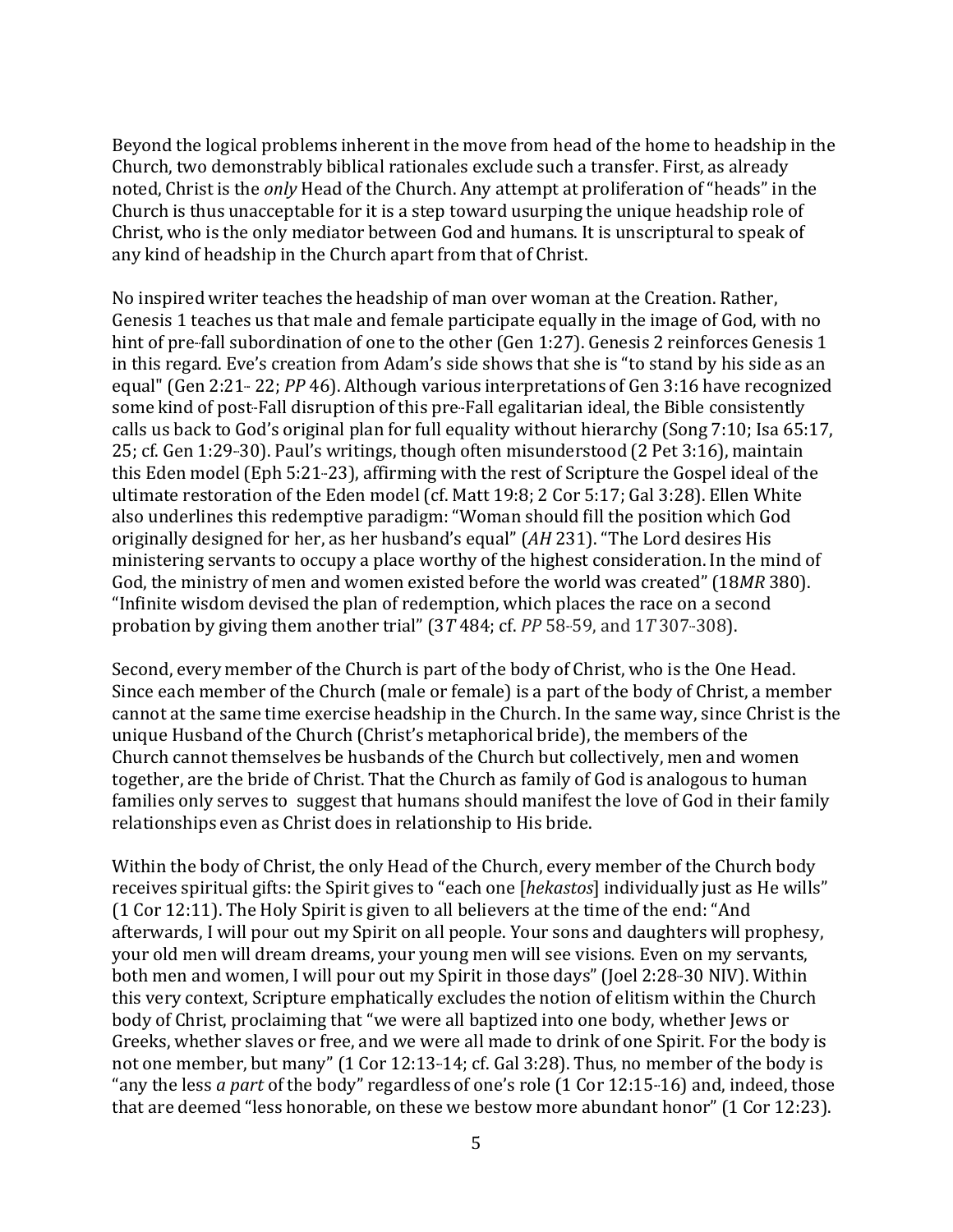Beyond the logical problems inherent in the move from head of the home to headship in the Church, two demonstrably biblical rationales exclude such a transfer. First, as already noted, Christ is the *only* Head of the Church. Any attempt at proliferation of "heads" in the Church is thus unacceptable for it is a step toward usurping the unique headship role of Christ, who is the only mediator between God and humans. It is unscriptural to speak of any kind of headship in the Church apart from that of Christ.

No inspired writer teaches the headship of man over woman at the Creation. Rather, Genesis 1 teaches us that male and female participate equally in the image of God, with no hint of pre-fall subordination of one to the other (Gen 1:27). Genesis 2 reinforces Genesis 1 in this regard. Eve's creation from Adam's side shows that she is "to stand by his side as an equal" (Gen 2:21- 22; *PP* 46). Although various interpretations of Gen 3:16 have recognized some kind of post-Fall disruption of this pre-Fall egalitarian ideal, the Bible consistently calls us back to God's original plan for full equality without hierarchy (Song 7:10; Isa 65:17, 25; cf. Gen 1:29-30). Paul's writings, though often misunderstood (2 Pet 3:16), maintain this Eden model (Eph 5:21-23), affirming with the rest of Scripture the Gospel ideal of the ultimate restoration of the Eden model (cf. Matt 19:8; 2 Cor 5:17; Gal 3:28). Ellen White also underlines this redemptive paradigm: "Woman should fill the position which God originally designed for her, as her husband's equal" (*AH* 231). "The Lord desires His ministering servants to occupy a place worthy of the highest consideration. In the mind of God, the ministry of men and women existed before the world was created" (18*MR* 380). "Infinite wisdom devised the plan of redemption, which places the race on a second probation by giving them another trial" (3*T* 484; cf. *PP* 58-59, and 1*T* 307-308).

Second, every member of the Church is part of the body of Christ, who is the One Head. Since each member of the Church (male or female) is a part of the body of Christ, a member cannot at the same time exercise headship in the Church. In the same way, since Christ is the unique Husband of the Church (Christ's metaphorical bride), the members of the Church cannot themselves be husbands of the Church but collectively, men and women together, are the bride of Christ. That the Church as family of God is analogous to human families only serves to suggest that humans should manifest the love of God in their family relationships even as Christ does in relationship to His bride.

Within the body of Christ, the only Head of the Church, every member of the Church body receives spiritual gifts: the Spirit gives to "each one [*hekastos*] individually just as He wills" (1 Cor 12:11). The Holy Spirit is given to all believers at the time of the end: "And afterwards, I will pour out my Spirit on all people. Your sons and daughters will prophesy, your old men will dream dreams, your young men will see visions. Even on my servants, both men and women, I will pour out my Spirit in those days" (Joel 2:28-30 NIV). Within this very context, Scripture emphatically excludes the notion of elitism within the Church body of Christ, proclaiming that "we were all baptized into one body, whether Jews or Greeks, whether slaves or free, and we were all made to drink of one Spirit. For the body is not one member, but many" (1 Cor 12:13-14; cf. Gal 3:28). Thus, no member of the body is "any the less *a part* of the body" regardless of one's role (1 Cor 12:15-16) and, indeed, those that are deemed "less honorable, on these we bestow more abundant honor" (1 Cor 12:23).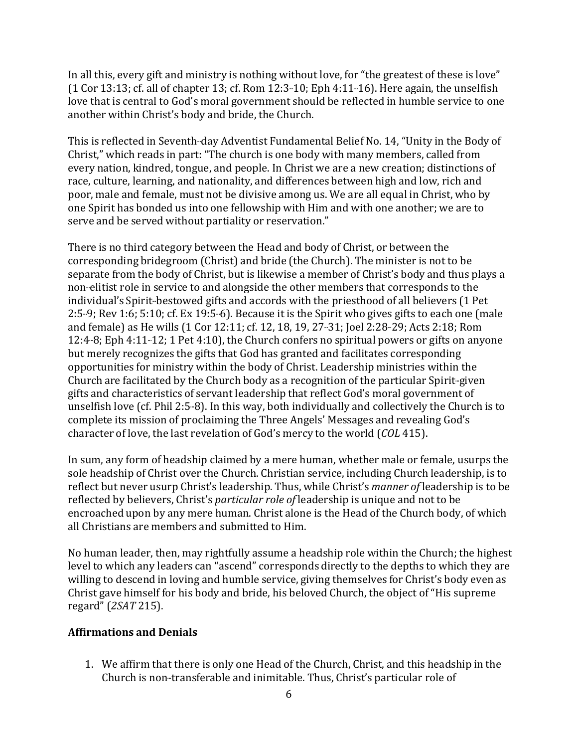In all this, every gift and ministry is nothing without love, for "the greatest of these is love" (1 Cor 13:13; cf. all of chapter 13; cf. Rom 12:3-10; Eph 4:11-16). Here again, the unselfish love that is central to God's moral government should be reflected in humble service to one another within Christ's body and bride, the Church.

This is reflected in Seventh-day Adventist Fundamental Belief No. 14, "Unity in the Body of Christ," which reads in part: "The church is one body with many members, called from every nation, kindred, tongue, and people. In Christ we are a new creation; distinctions of race, culture, learning, and nationality, and differences between high and low, rich and poor, male and female, must not be divisive among us. We are all equal in Christ, who by one Spirit has bonded us into one fellowship with Him and with one another; we are to serve and be served without partiality or reservation."

There is no third category between the Head and body of Christ, or between the corresponding bridegroom (Christ) and bride (the Church). The minister is not to be separate from the body of Christ, but is likewise a member of Christ's body and thus plays a non-elitist role in service to and alongside the other members that corresponds to the individual's Spirit-bestowed gifts and accords with the priesthood of all believers (1 Pet 2:5-9; Rev 1:6; 5:10; cf. Ex 19:5-6). Because it is the Spirit who gives gifts to each one (male and female) as He wills (1 Cor 12:11; cf. 12, 18, 19, 27-31; Joel 2:28-29; Acts 2:18; Rom 12:4-8; Eph 4:11-12; 1 Pet 4:10), the Church confers no spiritual powers or gifts on anyone but merely recognizes the gifts that God has granted and facilitates corresponding opportunities for ministry within the body of Christ. Leadership ministries within the Church are facilitated by the Church body as a recognition of the particular Spirit-given gifts and characteristics of servant leadership that reflect God's moral government of unselfish love (cf. Phil 2:5-8). In this way, both individually and collectively the Church is to complete its mission of proclaiming the Three Angels' Messages and revealing God's character of love, the last revelation of God's mercy to the world (*COL* 415).

In sum, any form of headship claimed by a mere human, whether male or female, usurps the sole headship of Christ over the Church. Christian service, including Church leadership, is to reflect but never usurp Christ's leadership. Thus, while Christ's *manner of* leadership is to be reflected by believers, Christ's *particular role of* leadership is unique and not to be encroached upon by any mere human. Christ alone is the Head of the Church body, of which all Christians are members and submitted to Him.

No human leader, then, may rightfully assume a headship role within the Church; the highest level to which any leaders can "ascend" corresponds directly to the depths to which they are willing to descend in loving and humble service, giving themselves for Christ's body even as Christ gave himself for his body and bride, his beloved Church, the object of "His supreme regard" (*2SAT* 215).

## Affirmations and Denials

1. We affirm that there is only one Head of the Church, Christ, and this headship in the Church is non-transferable and inimitable. Thus, Christ's particular role of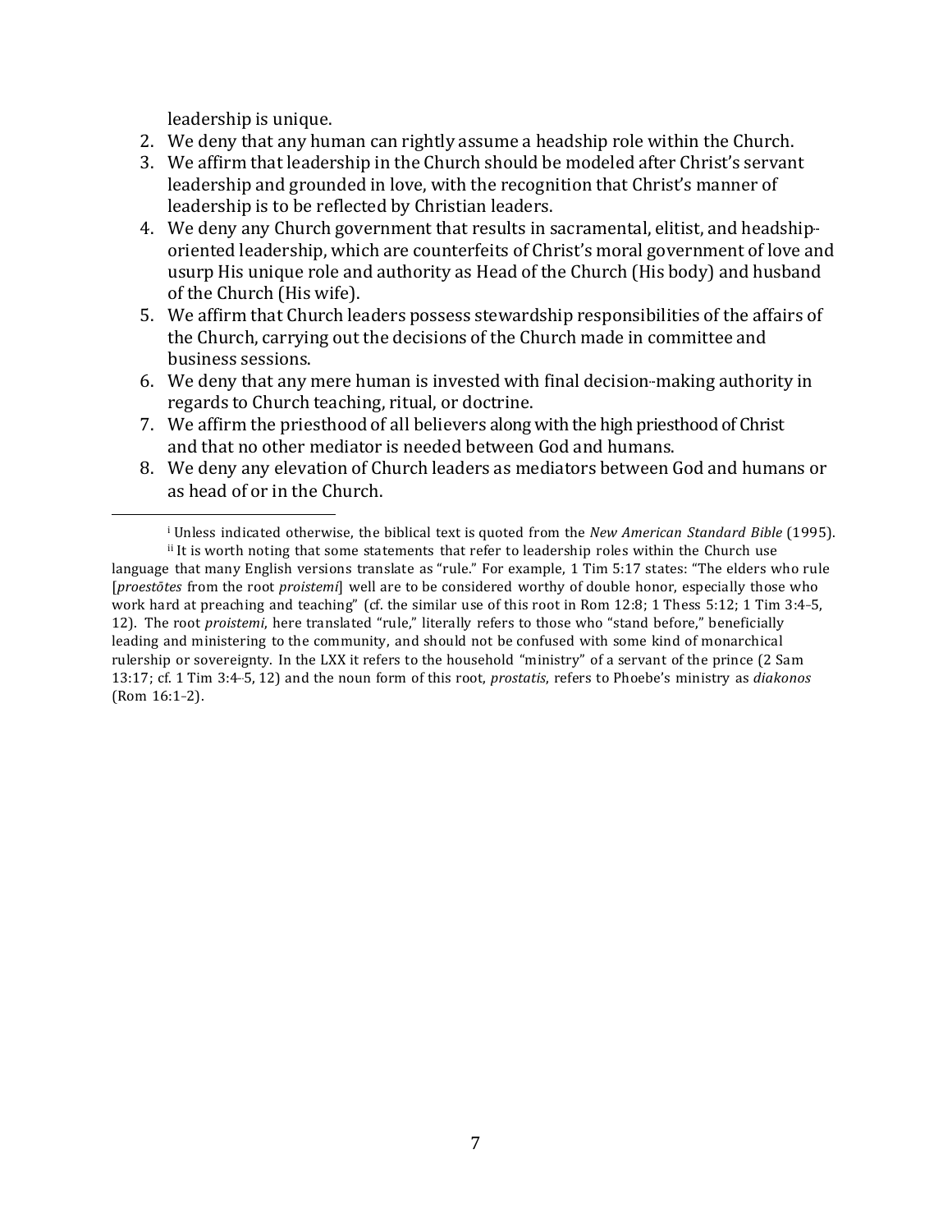leadership is unique.

2. We deny that any human can rightly assume a headship role within the Church.
3. We affirm that leadership in the Church should be modeled after Christ's servant leadership and grounded in love, with the recognition that Christ's manner of leadership is to be reflected by Christian leaders.
4. We deny any Church government that results in sacramental, elitist, and headship-oriented leadership, which are counterfeits of Christ's moral government of love and usurp His unique role and authority as Head of the Church (His body) and husband of the Church (His wife).
5. We affirm that Church leaders possess stewardship responsibilities of the affairs of the Church, carrying out the decisions of the Church made in committee and business sessions.
6. We deny that any mere human is invested with final decision-making authority in regards to Church teaching, ritual, or doctrine.
7. We affirm the priesthood of all believers along with the high priesthood of Christ and that no other mediator is needed between God and humans.
8. We deny any elevation of Church leaders as mediators between God and humans or as head of or in the Church.

---

[i] Unless indicated otherwise, the biblical text is quoted from the *New American Standard Bible* (1995).

[ii] It is worth noting that some statements that refer to leadership roles within the Church use language that many English versions translate as "rule." For example, 1 Tim 5:17 states: "The elders who rule [*proestōtes* from the root *proistemi*] well are to be considered worthy of double honor, especially those who work hard at preaching and teaching" (cf. the similar use of this root in Rom 12:8; 1 Thess 5:12; 1 Tim 3:4–5, 12). The root *proistemi*, here translated "rule," literally refers to those who "stand before," beneficially leading and ministering to the community, and should not be confused with some kind of monarchical rulership or sovereignty. In the LXX it refers to the household "ministry" of a servant of the prince (2 Sam 13:17; cf. 1 Tim 3:4–5, 12) and the noun form of this root, *prostatis*, refers to Phoebe's ministry as *diakonos* (Rom 16:1–2).